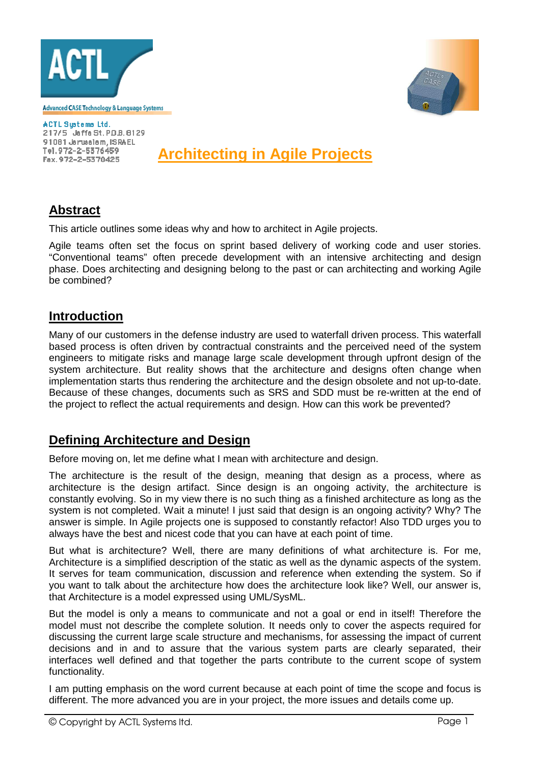ACTL

Advanced CASE Technology & Language Systems

ACTL Systems Ltd.
217/5 Jaffa St. P.O.B. 8129
91081 Jerusalem, ISRAEL
Tel. 972-2-5376459
Fax. 972-2-5370425

# Architecting in Agile Projects

## Abstract

This article outlines some ideas why and how to architect in Agile projects.

Agile teams often set the focus on sprint based delivery of working code and user stories. “Conventional teams” often precede development with an intensive architecting and design phase. Does architecting and designing belong to the past or can architecting and working Agile be combined?

## Introduction

Many of our customers in the defense industry are used to waterfall driven process. This waterfall based process is often driven by contractual constraints and the perceived need of the system engineers to mitigate risks and manage large scale development through upfront design of the system architecture. But reality shows that the architecture and designs often change when implementation starts thus rendering the architecture and the design obsolete and not up-to-date. Because of these changes, documents such as SRS and SDD must be re-written at the end of the project to reflect the actual requirements and design. How can this work be prevented?

## Defining Architecture and Design

Before moving on, let me define what I mean with architecture and design.

The architecture is the result of the design, meaning that design as a process, where as architecture is the design artifact. Since design is an ongoing activity, the architecture is constantly evolving. So in my view there is no such thing as a finished architecture as long as the system is not completed. Wait a minute! I just said that design is an ongoing activity? Why? The answer is simple. In Agile projects one is supposed to constantly refactor! Also TDD urges you to always have the best and nicest code that you can have at each point of time.

But what is architecture? Well, there are many definitions of what architecture is. For me, Architecture is a simplified description of the static as well as the dynamic aspects of the system. It serves for team communication, discussion and reference when extending the system. So if you want to talk about the architecture how does the architecture look like? Well, our answer is, that Architecture is a model expressed using UML/SysML.

But the model is only a means to communicate and not a goal or end in itself! Therefore the model must not describe the complete solution. It needs only to cover the aspects required for discussing the current large scale structure and mechanisms, for assessing the impact of current decisions and in and to assure that the various system parts are clearly separated, their interfaces well defined and that together the parts contribute to the current scope of system functionality.

I am putting emphasis on the word current because at each point of time the scope and focus is different. The more advanced you are in your project, the more issues and details come up.

© Copyright by ACTL Systems ltd.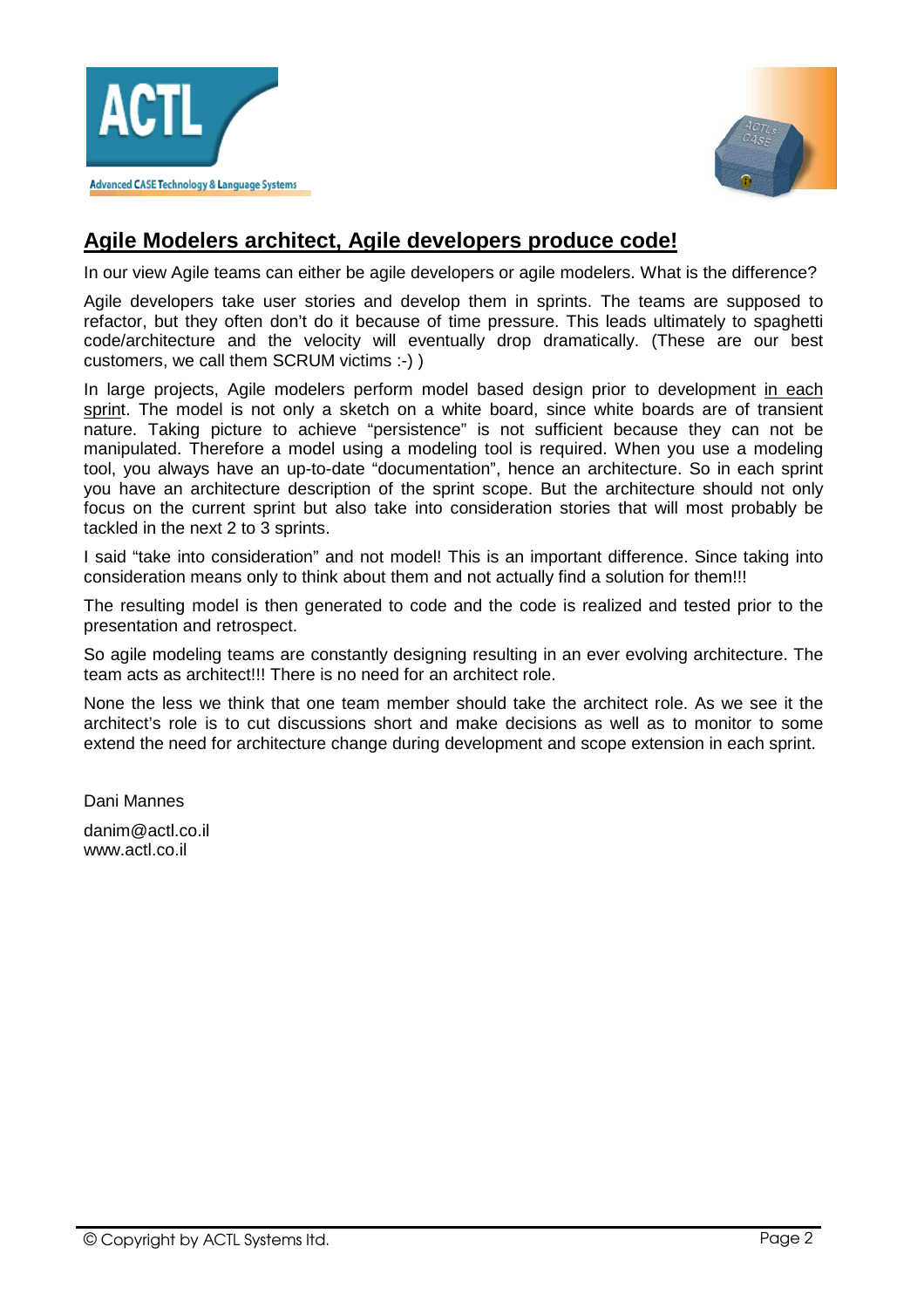# Agile Modelers architect, Agile developers produce code!

In our view Agile teams can either be agile developers or agile modelers. What is the difference?

Agile developers take user stories and develop them in sprints. The teams are supposed to refactor, but they often don't do it because of time pressure. This leads ultimately to spaghetti code/architecture and the velocity will eventually drop dramatically. (These are our best customers, we call them SCRUM victims :-) )

In large projects, Agile modelers perform model based design prior to development in each sprint. The model is not only a sketch on a white board, since white boards are of transient nature. Taking picture to achieve "persistence" is not sufficient because they can not be manipulated. Therefore a model using a modeling tool is required. When you use a modeling tool, you always have an up-to-date "documentation", hence an architecture. So in each sprint you have an architecture description of the sprint scope. But the architecture should not only focus on the current sprint but also take into consideration stories that will most probably be tackled in the next 2 to 3 sprints.

I said "take into consideration" and not model! This is an important difference. Since taking into consideration means only to think about them and not actually find a solution for them!!!

The resulting model is then generated to code and the code is realized and tested prior to the presentation and retrospect.

So agile modeling teams are constantly designing resulting in an ever evolving architecture. The team acts as architect!!! There is no need for an architect role.

None the less we think that one team member should take the architect role. As we see it the architect's role is to cut discussions short and make decisions as well as to monitor to some extend the need for architecture change during development and scope extension in each sprint.

Dani Mannes

danim@actl.co.il
www.actl.co.il